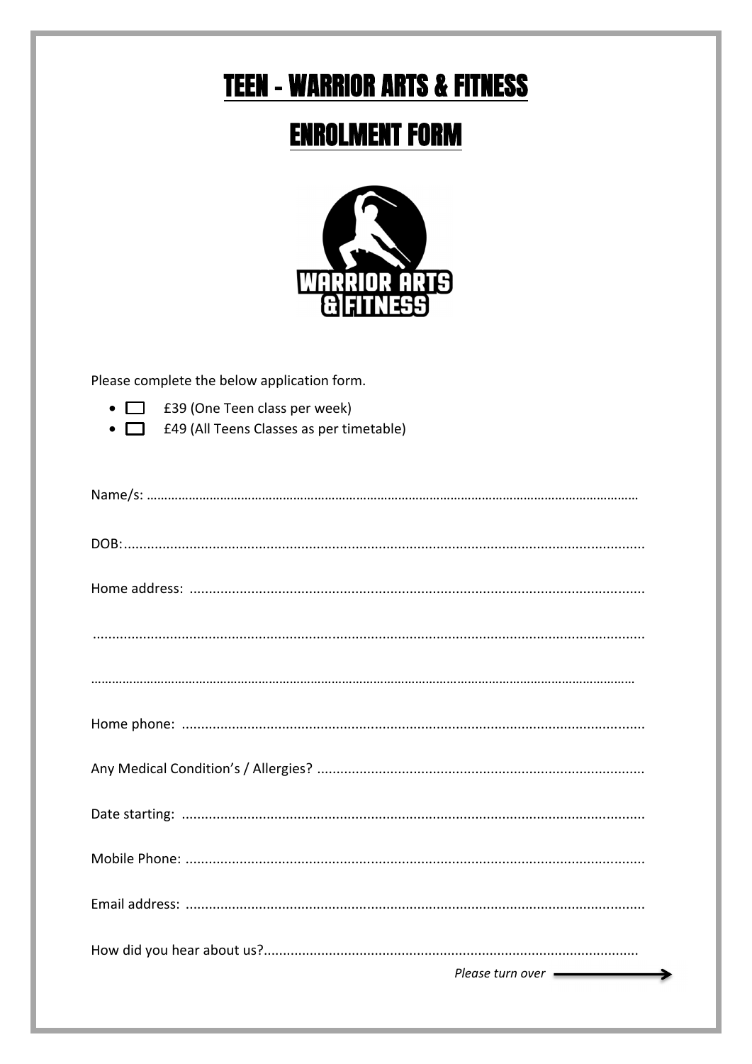# TEEN - WARRIOR ARTS & FITNESS

# ENROLMENT FORM

Please complete the below application form.

- ☐ £39 (One Teen class per week)
- ☐ £49 (All Teens Classes as per timetable)

Name/s: ……………………………………………………………………………………………………………………………

DOB:......................................................................................................................................

Home address: .....................................................................................................................

.............................................................................................................................................

……………………………………………………………………………………………………………………………………

Home phone: .......................................................................................................................

Any Medical Condition's / Allergies? ....................................................................................

Date starting: .......................................................................................................................

Mobile Phone: ......................................................................................................................

Email address: .....................................................................................................................

How did you hear about us?.................................................................................................

*Please turn over* ⟶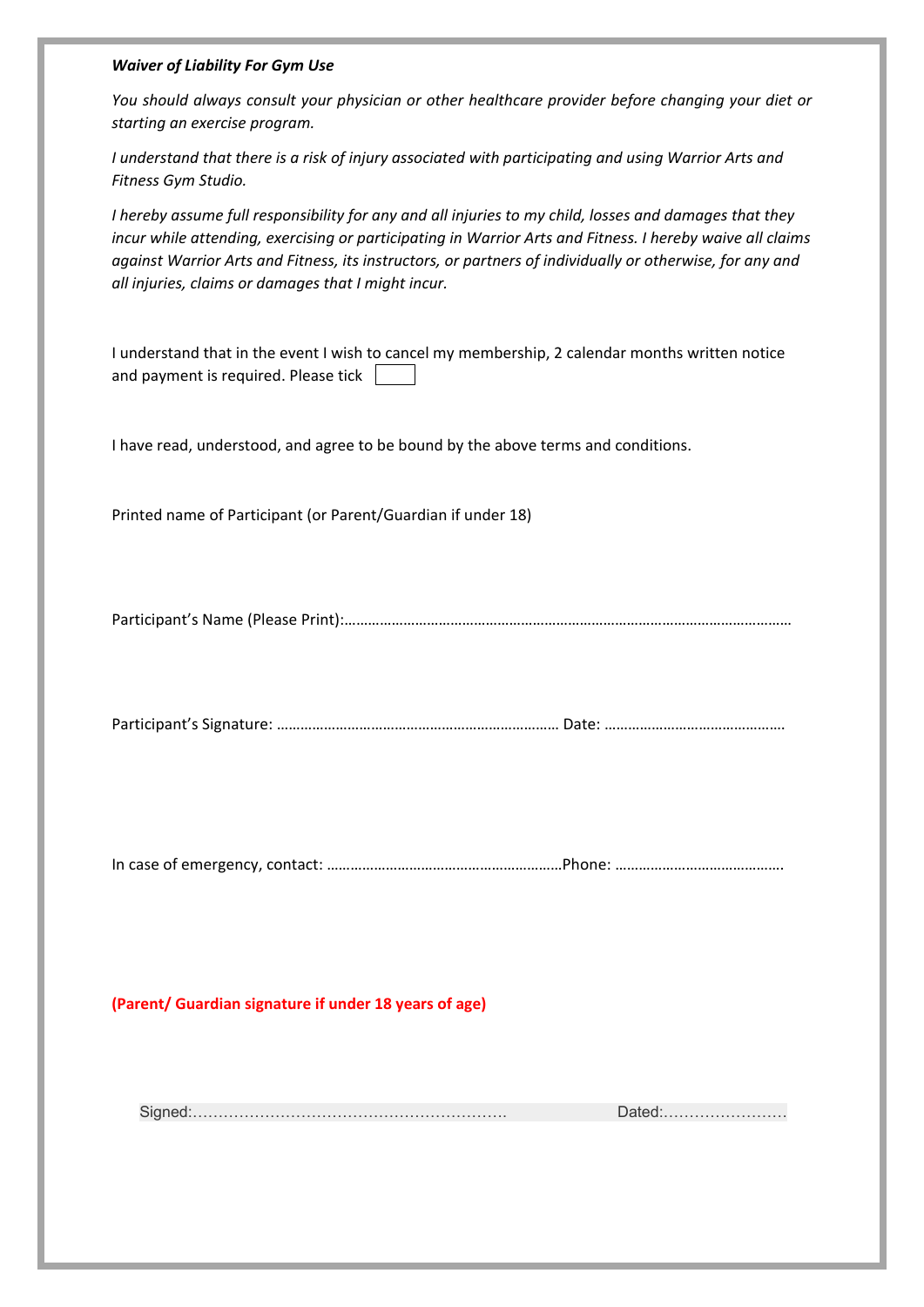***Waiver of Liability For Gym Use***

*You should always consult your physician or other healthcare provider before changing your diet or starting an exercise program.*

*I understand that there is a risk of injury associated with participating and using Warrior Arts and Fitness Gym Studio.*

*I hereby assume full responsibility for any and all injuries to my child, losses and damages that they incur while attending, exercising or participating in Warrior Arts and Fitness. I hereby waive all claims against Warrior Arts and Fitness, its instructors, or partners of individually or otherwise, for any and all injuries, claims or damages that I might incur.*

I understand that in the event I wish to cancel my membership, 2 calendar months written notice and payment is required. Please tick ☐

I have read, understood, and agree to be bound by the above terms and conditions.

Printed name of Participant (or Parent/Guardian if under 18)

Participant's Name (Please Print):…………………………………………………………………………………………………

Participant's Signature: ……………………………………………………………… Date: ………………………………………

In case of emergency, contact: ……………………………………………………Phone: ……………………………………

**(Parent/ Guardian signature if under 18 years of age)**

Signed:…………………………………………………… Dated:……………………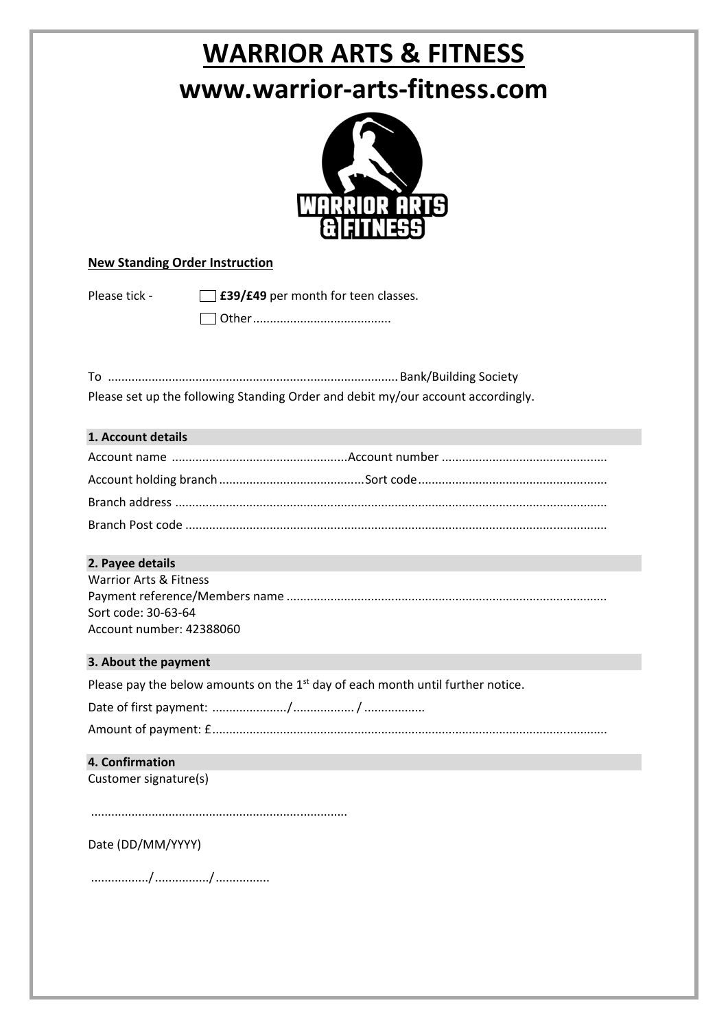# WARRIOR ARTS & FITNESS

# www.warrior-arts-fitness.com

**New Standing Order Instruction**

Please tick - ☐ **£39/£49** per month for teen classes.

☐ Other........................................

To ..................................................................................... Bank/Building Society

Please set up the following Standing Order and debit my/our account accordingly.

**1. Account details**

Account name ....................................................Account number ................................................

Account holding branch ..........................................Sort code .......................................................

Branch address ..............................................................................................................................

Branch Post code ...........................................................................................................................

**2. Payee details**

Warrior Arts & Fitness

Payment reference/Members name .............................................................................................

Sort code: 30-63-64

Account number: 42388060

**3. About the payment**

Please pay the below amounts on the 1st day of each month until further notice.

Date of first payment: ....................../................../..................

Amount of payment: £...................................................................................................................

**4. Confirmation**

Customer signature(s)

...........................................................................

Date (DD/MM/YYYY)

................./................/................